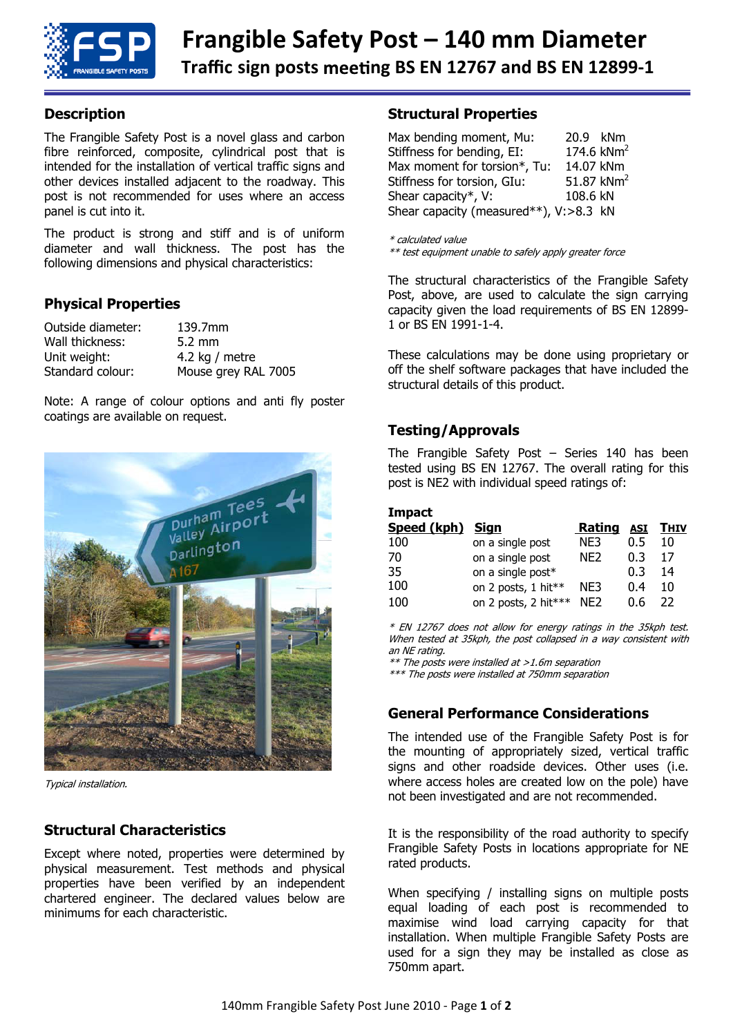# Frangible Safety Post – 140 mm Diameter

## Traffic sign posts meeting BS EN 12767 and BS EN 12899-1

## Description

The Frangible Safety Post is a novel glass and carbon fibre reinforced, composite, cylindrical post that is intended for the installation of vertical traffic signs and other devices installed adjacent to the roadway. This post is not recommended for uses where an access panel is cut into it.

The product is strong and stiff and is of uniform diameter and wall thickness. The post has the following dimensions and physical characteristics:

## Physical Properties

| | |
|---|---|
| Outside diameter: | 139.7mm |
| Wall thickness: | 5.2 mm |
| Unit weight: | 4.2 kg / metre |
| Standard colour: | Mouse grey RAL 7005 |

Note: A range of colour options and anti fly poster coatings are available on request.

*Typical installation.*

## Structural Characteristics

Except where noted, properties were determined by physical measurement. Test methods and physical properties have been verified by an independent chartered engineer. The declared values below are minimums for each characteristic.

## Structural Properties

| | |
|---|---|
| Max bending moment, Mu: | 20.9 kNm |
| Stiffness for bending, EI: | 174.6 $kNm^2$ |
| Max moment for torsion*, Tu: | 14.07 kNm |
| Stiffness for torsion, GIu: | 51.87 $kNm^2$ |
| Shear capacity*, V: | 108.6 kN |
| Shear capacity (measured**), V: | >8.3 kN |

*\* calculated value*
*\*\* test equipment unable to safely apply greater force*

The structural characteristics of the Frangible Safety Post, above, are used to calculate the sign carrying capacity given the load requirements of BS EN 12899-1 or BS EN 1991-1-4.

These calculations may be done using proprietary or off the shelf software packages that have included the structural details of this product.

## Testing/Approvals

The Frangible Safety Post – Series 140 has been tested using BS EN 12767. The overall rating for this post is NE2 with individual speed ratings of:

| Impact Speed (kph) | Sign | Rating | ASI | THIV |
|---|---|---|---|---|
| 100 | on a single post | NE3 | 0.5 | 10 |
| 70 | on a single post | NE2 | 0.3 | 17 |
| 35 | on a single post* | | 0.3 | 14 |
| 100 | on 2 posts, 1 hit** | NE3 | 0.4 | 10 |
| 100 | on 2 posts, 2 hit*** | NE2 | 0.6 | 22 |

*\* EN 12767 does not allow for energy ratings in the 35kph test. When tested at 35kph, the post collapsed in a way consistent with an NE rating.*
*\*\* The posts were installed at >1.6m separation*
*\*\*\* The posts were installed at 750mm separation*

## General Performance Considerations

The intended use of the Frangible Safety Post is for the mounting of appropriately sized, vertical traffic signs and other roadside devices. Other uses (i.e. where access holes are created low on the pole) have not been investigated and are not recommended.

It is the responsibility of the road authority to specify Frangible Safety Posts in locations appropriate for NE rated products.

When specifying / installing signs on multiple posts equal loading of each post is recommended to maximise wind load carrying capacity for that installation. When multiple Frangible Safety Posts are used for a sign they may be installed as close as 750mm apart.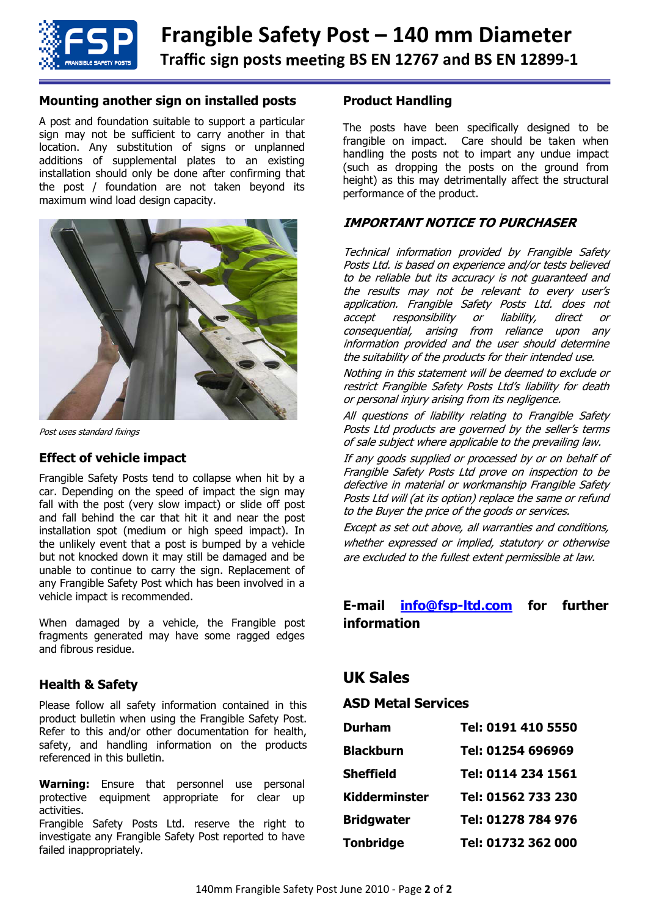# Frangible Safety Post – 140 mm Diameter

## Traffic sign posts meeting BS EN 12767 and BS EN 12899-1

### Mounting another sign on installed posts

A post and foundation suitable to support a particular sign may not be sufficient to carry another in that location. Any substitution of signs or unplanned additions of supplemental plates to an existing installation should only be done after confirming that the post / foundation are not taken beyond its maximum wind load design capacity.

*Post uses standard fixings*

### Effect of vehicle impact

Frangible Safety Posts tend to collapse when hit by a car. Depending on the speed of impact the sign may fall with the post (very slow impact) or slide off post and fall behind the car that hit it and near the post installation spot (medium or high speed impact). In the unlikely event that a post is bumped by a vehicle but not knocked down it may still be damaged and be unable to continue to carry the sign. Replacement of any Frangible Safety Post which has been involved in a vehicle impact is recommended.

When damaged by a vehicle, the Frangible post fragments generated may have some ragged edges and fibrous residue.

### Health & Safety

Please follow all safety information contained in this product bulletin when using the Frangible Safety Post. Refer to this and/or other documentation for health, safety, and handling information on the products referenced in this bulletin.

**Warning:** Ensure that personnel use personal protective equipment appropriate for clear up activities.

Frangible Safety Posts Ltd. reserve the right to investigate any Frangible Safety Post reported to have failed inappropriately.

### Product Handling

The posts have been specifically designed to be frangible on impact. Care should be taken when handling the posts not to impart any undue impact (such as dropping the posts on the ground from height) as this may detrimentally affect the structural performance of the product.

### *IMPORTANT NOTICE TO PURCHASER*

*Technical information provided by Frangible Safety Posts Ltd. is based on experience and/or tests believed to be reliable but its accuracy is not guaranteed and the results may not be relevant to every user's application. Frangible Safety Posts Ltd. does not accept responsibility or liability, direct or consequential, arising from reliance upon any information provided and the user should determine the suitability of the products for their intended use.*

*Nothing in this statement will be deemed to exclude or restrict Frangible Safety Posts Ltd's liability for death or personal injury arising from its negligence.*

*All questions of liability relating to Frangible Safety Posts Ltd products are governed by the seller's terms of sale subject where applicable to the prevailing law.*

*If any goods supplied or processed by or on behalf of Frangible Safety Posts Ltd prove on inspection to be defective in material or workmanship Frangible Safety Posts Ltd will (at its option) replace the same or refund to the Buyer the price of the goods or services.*

*Except as set out above, all warranties and conditions, whether expressed or implied, statutory or otherwise are excluded to the fullest extent permissible at law.*

**E-mail info@fsp-ltd.com for further information**

## UK Sales

### ASD Metal Services

| | |
|---|---|
| **Durham** | **Tel: 0191 410 5550** |
| **Blackburn** | **Tel: 01254 696969** |
| **Sheffield** | **Tel: 0114 234 1561** |
| **Kidderminster** | **Tel: 01562 733 230** |
| **Bridgwater** | **Tel: 01278 784 976** |
| **Tonbridge** | **Tel: 01732 362 000** |